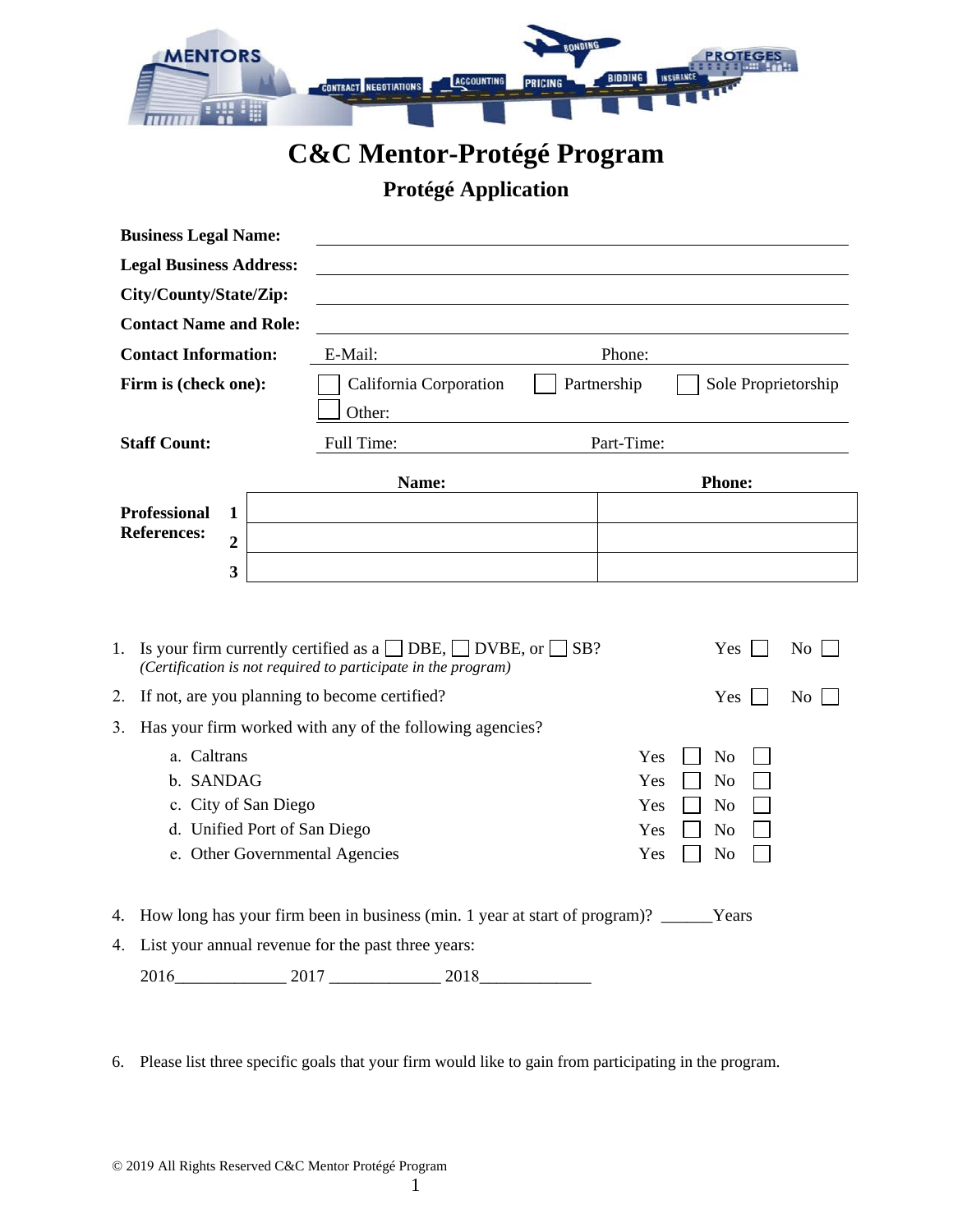# C&C Mentor-Protégé Program

## Protégé Application

**Business Legal Name:** ______________________________

**Legal Business Address:** ______________________________

**City/County/State/Zip:** ______________________________

**Contact Name and Role:** ______________________________

**Contact Information:** E-Mail: ______________ Phone: ______________

**Firm is (check one):** ☐ California Corporation ☐ Partnership ☐ Sole Proprietorship ☐ Other: ______________

**Staff Count:** Full Time: ______________ Part-Time: ______________

**Professional References:**

| | Name: | Phone: |
|---|---|---|
| 1 | | |
| 2 | | |
| 3 | | |

1. Is your firm currently certified as a ☐ DBE, ☐ DVBE, or ☐ SB? Yes ☐ No ☐
   *(Certification is not required to participate in the program)*
2. If not, are you planning to become certified? Yes ☐ No ☐
3. Has your firm worked with any of the following agencies?
   a. Caltrans Yes ☐ No ☐
   b. SANDAG Yes ☐ No ☐
   c. City of San Diego Yes ☐ No ☐
   d. Unified Port of San Diego Yes ☐ No ☐
   e. Other Governmental Agencies Yes ☐ No ☐

4. How long has your firm been in business (min. 1 year at start of program)? ______Years
4. List your annual revenue for the past three years:

   2016_____________ 2017 _____________ 2018_____________

6. Please list three specific goals that your firm would like to gain from participating in the program.

© 2019 All Rights Reserved C&C Mentor Protégé Program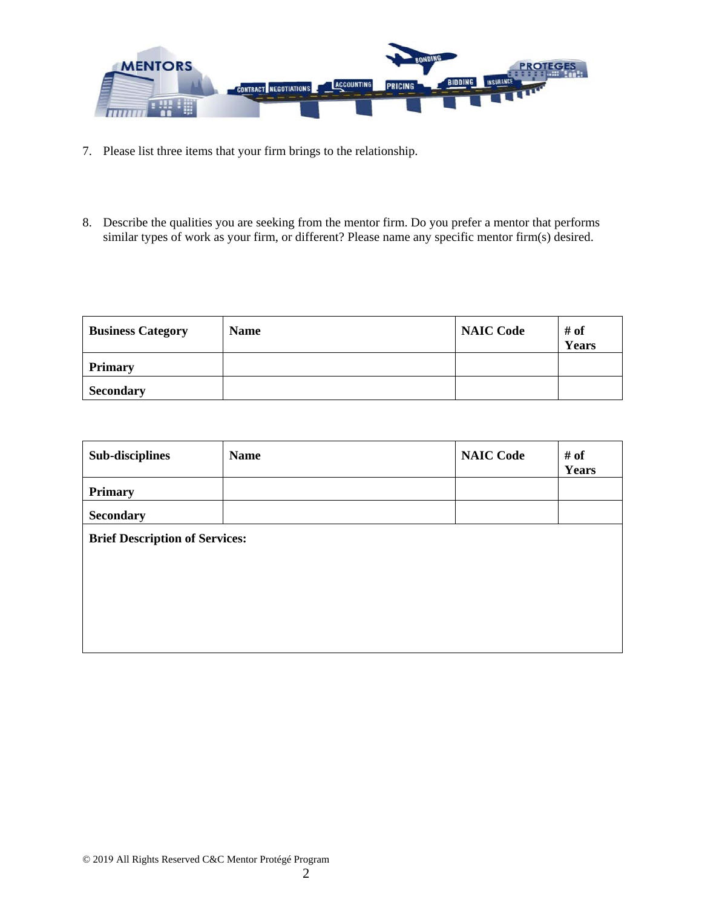7. Please list three items that your firm brings to the relationship.

8. Describe the qualities you are seeking from the mentor firm. Do you prefer a mentor that performs similar types of work as your firm, or different? Please name any specific mentor firm(s) desired.

| **Business Category** | **Name** | **NAIC Code** | **# of Years** |
|---|---|---|---|
| **Primary** | | | |
| **Secondary** | | | |

| **Sub-disciplines** | **Name** | **NAIC Code** | **# of Years** |
|---|---|---|---|
| **Primary** | | | |
| **Secondary** | | | |
| **Brief Description of Services:** | | | |

© 2019 All Rights Reserved C&C Mentor Protégé Program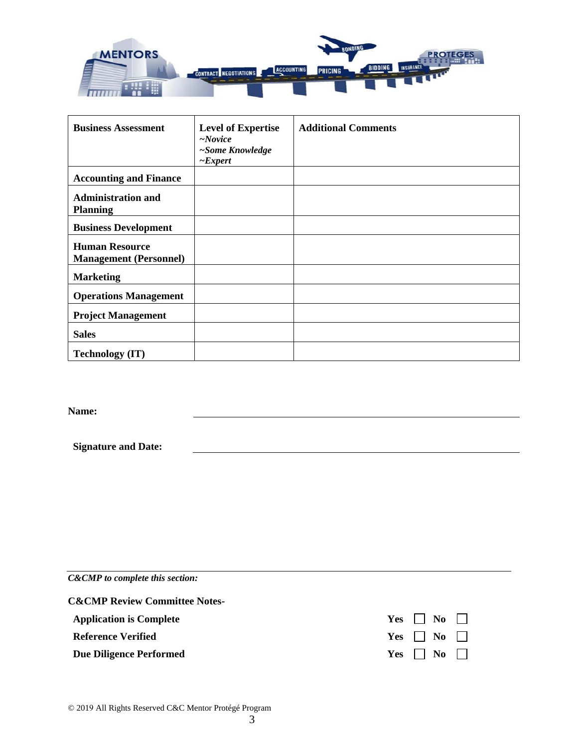| **Business Assessment** | **Level of Expertise** *~Novice* *~Some Knowledge* *~Expert* | **Additional Comments** |
|---|---|---|
| **Accounting and Finance** | | |
| **Administration and Planning** | | |
| **Business Development** | | |
| **Human Resource Management (Personnel)** | | |
| **Marketing** | | |
| **Operations Management** | | |
| **Project Management** | | |
| **Sales** | | |
| **Technology (IT)** | | |

**Name:** ______________________________

**Signature and Date:** ______________________________

---

***C&CMP to complete this section:***

**C&CMP Review Committee Notes-**

**Application is Complete** **Yes** ☐ **No** ☐

**Reference Verified** **Yes** ☐ **No** ☐

**Due Diligence Performed** **Yes** ☐ **No** ☐

© 2019 All Rights Reserved C&C Mentor Protégé Program